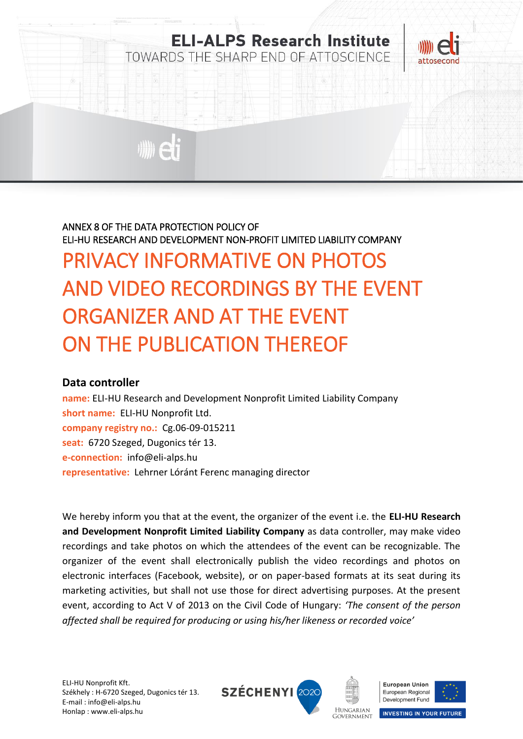ANNEX 8 OF THE DATA PROTECTION POLICY OF
ELI-HU RESEARCH AND DEVELOPMENT NON-PROFIT LIMITED LIABILITY COMPANY

# PRIVACY INFORMATIVE ON PHOTOS AND VIDEO RECORDINGS BY THE EVENT ORGANIZER AND AT THE EVENT ON THE PUBLICATION THEREOF

## Data controller

**name:** ELI-HU Research and Development Nonprofit Limited Liability Company
**short name:** ELI-HU Nonprofit Ltd.
**company registry no.:** Cg.06-09-015211
**seat:** 6720 Szeged, Dugonics tér 13.
**e-connection:** info@eli-alps.hu
**representative:** Lehrner Lóránt Ferenc managing director

We hereby inform you that at the event, the organizer of the event i.e. the **ELI-HU Research and Development Nonprofit Limited Liability Company** as data controller, may make video recordings and take photos on which the attendees of the event can be recognizable. The organizer of the event shall electronically publish the video recordings and photos on electronic interfaces (Facebook, website), or on paper-based formats at its seat during its marketing activities, but shall not use those for direct advertising purposes. At the present event, according to Act V of 2013 on the Civil Code of Hungary: *'The consent of the person affected shall be required for producing or using his/her likeness or recorded voice'*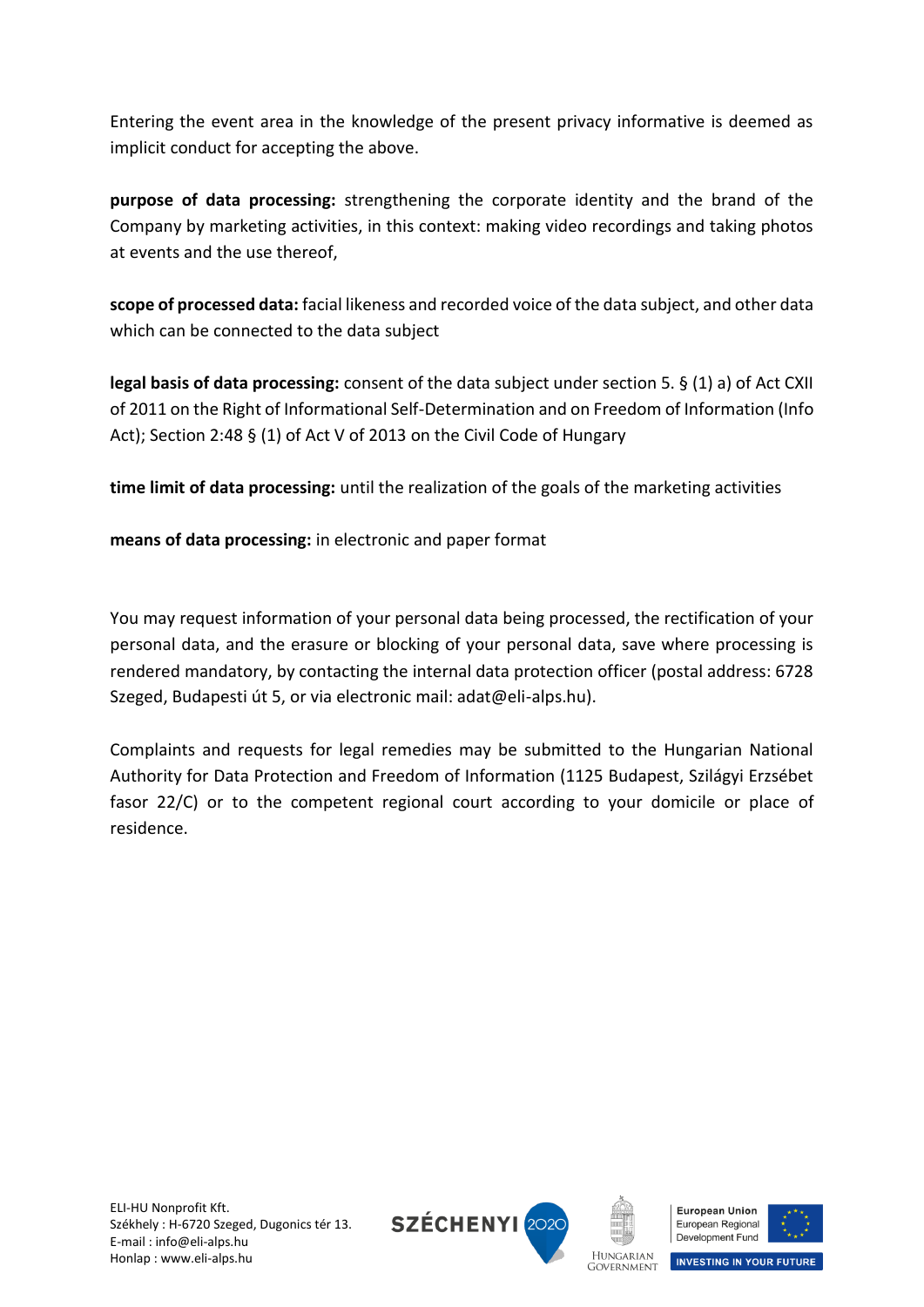Entering the event area in the knowledge of the present privacy informative is deemed as implicit conduct for accepting the above.

**purpose of data processing:** strengthening the corporate identity and the brand of the Company by marketing activities, in this context: making video recordings and taking photos at events and the use thereof,

**scope of processed data:** facial likeness and recorded voice of the data subject, and other data which can be connected to the data subject

**legal basis of data processing:** consent of the data subject under section 5. § (1) a) of Act CXII of 2011 on the Right of Informational Self-Determination and on Freedom of Information (Info Act); Section 2:48 § (1) of Act V of 2013 on the Civil Code of Hungary

**time limit of data processing:** until the realization of the goals of the marketing activities

**means of data processing:** in electronic and paper format

You may request information of your personal data being processed, the rectification of your personal data, and the erasure or blocking of your personal data, save where processing is rendered mandatory, by contacting the internal data protection officer (postal address: 6728 Szeged, Budapesti út 5, or via electronic mail: adat@eli-alps.hu).

Complaints and requests for legal remedies may be submitted to the Hungarian National Authority for Data Protection and Freedom of Information (1125 Budapest, Szilágyi Erzsébet fasor 22/C) or to the competent regional court according to your domicile or place of residence.